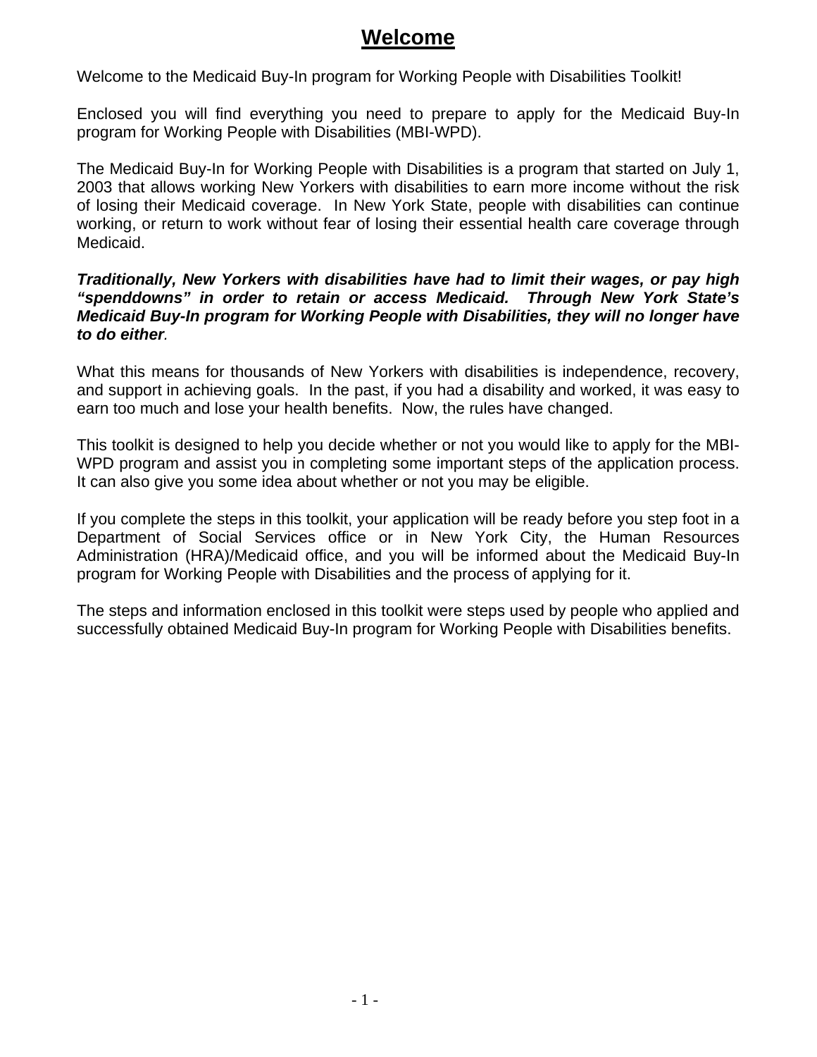# Welcome

Welcome to the Medicaid Buy-In program for Working People with Disabilities Toolkit!

Enclosed you will find everything you need to prepare to apply for the Medicaid Buy-In program for Working People with Disabilities (MBI-WPD).

The Medicaid Buy-In for Working People with Disabilities is a program that started on July 1, 2003 that allows working New Yorkers with disabilities to earn more income without the risk of losing their Medicaid coverage. In New York State, people with disabilities can continue working, or return to work without fear of losing their essential health care coverage through Medicaid.

***Traditionally, New Yorkers with disabilities have had to limit their wages, or pay high "spenddowns" in order to retain or access Medicaid. Through New York State's Medicaid Buy-In program for Working People with Disabilities, they will no longer have to do either.***

What this means for thousands of New Yorkers with disabilities is independence, recovery, and support in achieving goals. In the past, if you had a disability and worked, it was easy to earn too much and lose your health benefits. Now, the rules have changed.

This toolkit is designed to help you decide whether or not you would like to apply for the MBI-WPD program and assist you in completing some important steps of the application process. It can also give you some idea about whether or not you may be eligible.

If you complete the steps in this toolkit, your application will be ready before you step foot in a Department of Social Services office or in New York City, the Human Resources Administration (HRA)/Medicaid office, and you will be informed about the Medicaid Buy-In program for Working People with Disabilities and the process of applying for it.

The steps and information enclosed in this toolkit were steps used by people who applied and successfully obtained Medicaid Buy-In program for Working People with Disabilities benefits.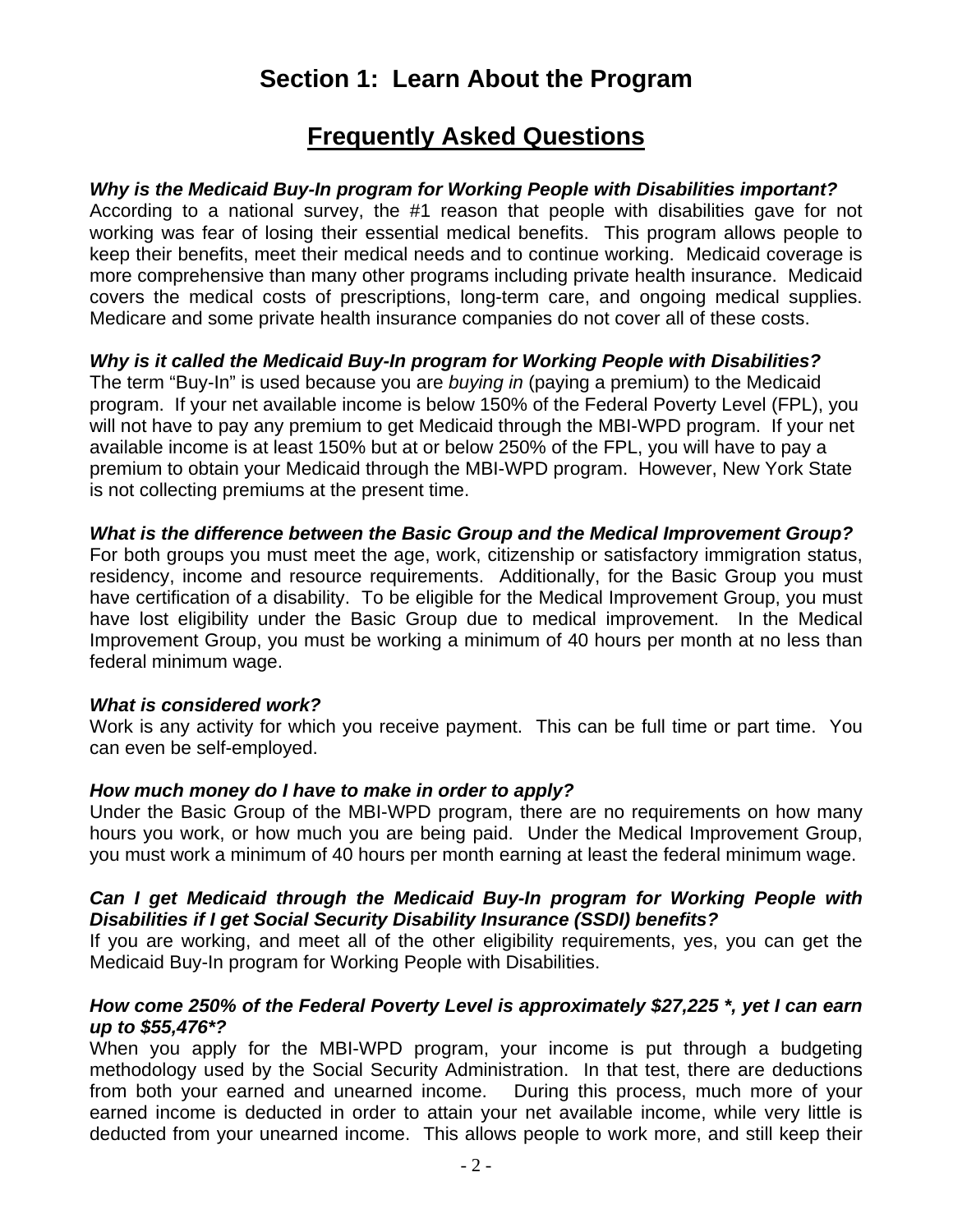# Section 1: Learn About the Program

## Frequently Asked Questions

***Why is the Medicaid Buy-In program for Working People with Disabilities important?***
According to a national survey, the #1 reason that people with disabilities gave for not working was fear of losing their essential medical benefits. This program allows people to keep their benefits, meet their medical needs and to continue working. Medicaid coverage is more comprehensive than many other programs including private health insurance. Medicaid covers the medical costs of prescriptions, long-term care, and ongoing medical supplies. Medicare and some private health insurance companies do not cover all of these costs.

***Why is it called the Medicaid Buy-In program for Working People with Disabilities?***
The term "Buy-In" is used because you are *buying in* (paying a premium) to the Medicaid program. If your net available income is below 150% of the Federal Poverty Level (FPL), you will not have to pay any premium to get Medicaid through the MBI-WPD program. If your net available income is at least 150% but at or below 250% of the FPL, you will have to pay a premium to obtain your Medicaid through the MBI-WPD program. However, New York State is not collecting premiums at the present time.

***What is the difference between the Basic Group and the Medical Improvement Group?***
For both groups you must meet the age, work, citizenship or satisfactory immigration status, residency, income and resource requirements. Additionally, for the Basic Group you must have certification of a disability. To be eligible for the Medical Improvement Group, you must have lost eligibility under the Basic Group due to medical improvement. In the Medical Improvement Group, you must be working a minimum of 40 hours per month at no less than federal minimum wage.

***What is considered work?***
Work is any activity for which you receive payment. This can be full time or part time. You can even be self-employed.

***How much money do I have to make in order to apply?***
Under the Basic Group of the MBI-WPD program, there are no requirements on how many hours you work, or how much you are being paid. Under the Medical Improvement Group, you must work a minimum of 40 hours per month earning at least the federal minimum wage.

***Can I get Medicaid through the Medicaid Buy-In program for Working People with Disabilities if I get Social Security Disability Insurance (SSDI) benefits?***
If you are working, and meet all of the other eligibility requirements, yes, you can get the Medicaid Buy-In program for Working People with Disabilities.

***How come 250% of the Federal Poverty Level is approximately $27,225 *, yet I can earn up to $55,476*?***
When you apply for the MBI-WPD program, your income is put through a budgeting methodology used by the Social Security Administration. In that test, there are deductions from both your earned and unearned income. During this process, much more of your earned income is deducted in order to attain your net available income, while very little is deducted from your unearned income. This allows people to work more, and still keep their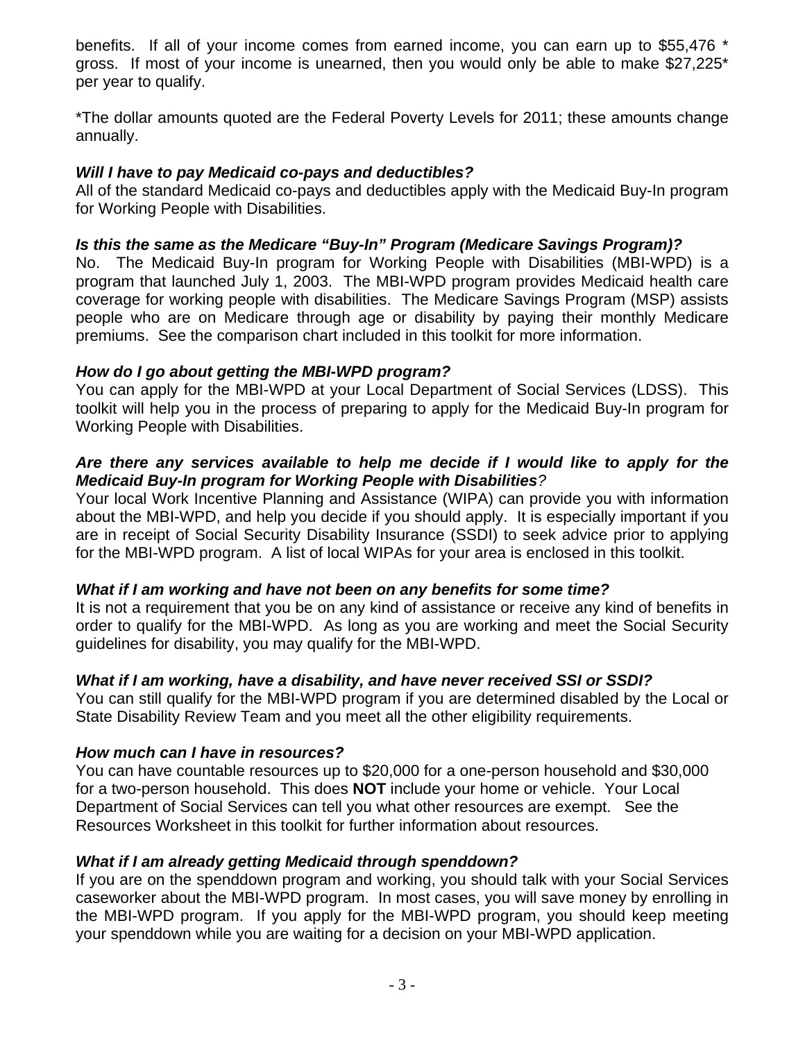benefits. If all of your income comes from earned income, you can earn up to $55,476 * gross. If most of your income is unearned, then you would only be able to make $27,225* per year to qualify.

*The dollar amounts quoted are the Federal Poverty Levels for 2011; these amounts change annually.

***Will I have to pay Medicaid co-pays and deductibles?***
All of the standard Medicaid co-pays and deductibles apply with the Medicaid Buy-In program for Working People with Disabilities.

***Is this the same as the Medicare "Buy-In" Program (Medicare Savings Program)?***
No. The Medicaid Buy-In program for Working People with Disabilities (MBI-WPD) is a program that launched July 1, 2003. The MBI-WPD program provides Medicaid health care coverage for working people with disabilities. The Medicare Savings Program (MSP) assists people who are on Medicare through age or disability by paying their monthly Medicare premiums. See the comparison chart included in this toolkit for more information.

***How do I go about getting the MBI-WPD program?***
You can apply for the MBI-WPD at your Local Department of Social Services (LDSS). This toolkit will help you in the process of preparing to apply for the Medicaid Buy-In program for Working People with Disabilities.

***Are there any services available to help me decide if I would like to apply for the Medicaid Buy-In program for Working People with Disabilities****?*
Your local Work Incentive Planning and Assistance (WIPA) can provide you with information about the MBI-WPD, and help you decide if you should apply. It is especially important if you are in receipt of Social Security Disability Insurance (SSDI) to seek advice prior to applying for the MBI-WPD program. A list of local WIPAs for your area is enclosed in this toolkit.

***What if I am working and have not been on any benefits for some time?***
It is not a requirement that you be on any kind of assistance or receive any kind of benefits in order to qualify for the MBI-WPD. As long as you are working and meet the Social Security guidelines for disability, you may qualify for the MBI-WPD.

***What if I am working, have a disability, and have never received SSI or SSDI?***
You can still qualify for the MBI-WPD program if you are determined disabled by the Local or State Disability Review Team and you meet all the other eligibility requirements.

***How much can I have in resources?***
You can have countable resources up to $20,000 for a one-person household and $30,000 for a two-person household. This does **NOT** include your home or vehicle. Your Local Department of Social Services can tell you what other resources are exempt. See the Resources Worksheet in this toolkit for further information about resources.

***What if I am already getting Medicaid through spenddown?***
If you are on the spenddown program and working, you should talk with your Social Services caseworker about the MBI-WPD program. In most cases, you will save money by enrolling in the MBI-WPD program. If you apply for the MBI-WPD program, you should keep meeting your spenddown while you are waiting for a decision on your MBI-WPD application.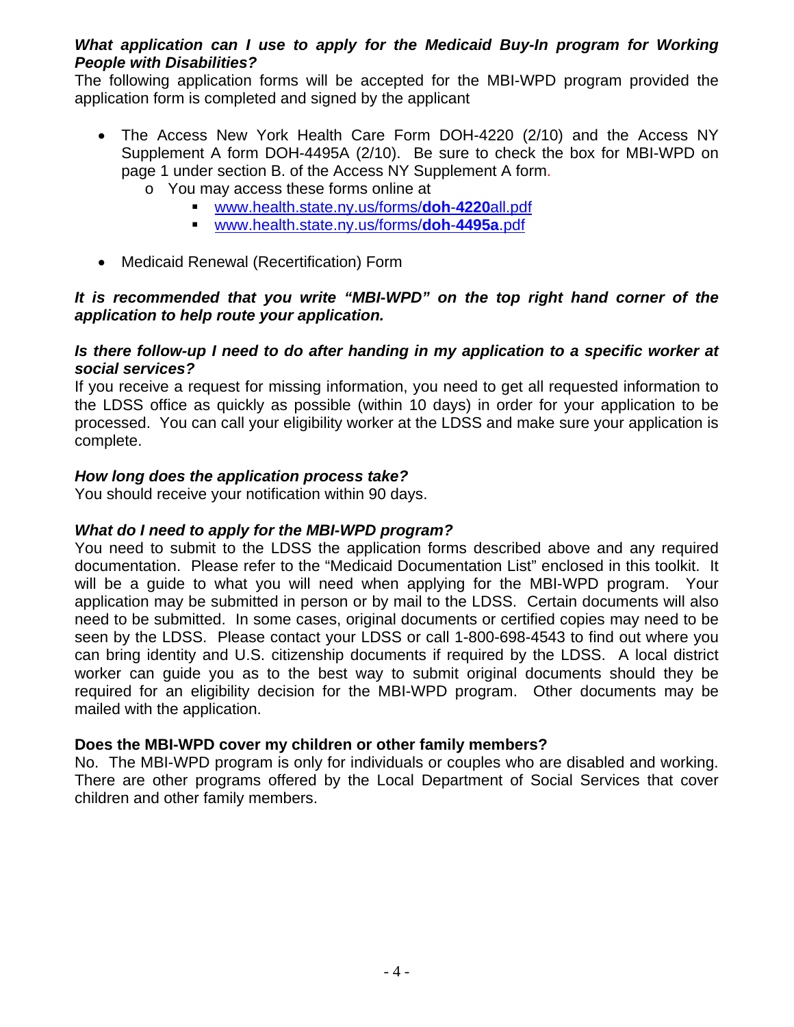***What application can I use to apply for the Medicaid Buy-In program for Working People with Disabilities?***

The following application forms will be accepted for the MBI-WPD program provided the application form is completed and signed by the applicant

- The Access New York Health Care Form DOH-4220 (2/10) and the Access NY Supplement A form DOH-4495A (2/10). Be sure to check the box for MBI-WPD on page 1 under section B. of the Access NY Supplement A form.
  - You may access these forms online at
    - www.health.state.ny.us/forms/**doh-4220**all.pdf
    - www.health.state.ny.us/forms/**doh-4495a**.pdf

- Medicaid Renewal (Recertification) Form

***It is recommended that you write "MBI-WPD" on the top right hand corner of the application to help route your application.***

***Is there follow-up I need to do after handing in my application to a specific worker at social services?***

If you receive a request for missing information, you need to get all requested information to the LDSS office as quickly as possible (within 10 days) in order for your application to be processed. You can call your eligibility worker at the LDSS and make sure your application is complete.

***How long does the application process take?***

You should receive your notification within 90 days.

***What do I need to apply for the MBI-WPD program?***

You need to submit to the LDSS the application forms described above and any required documentation. Please refer to the "Medicaid Documentation List" enclosed in this toolkit. It will be a guide to what you will need when applying for the MBI-WPD program. Your application may be submitted in person or by mail to the LDSS. Certain documents will also need to be submitted. In some cases, original documents or certified copies may need to be seen by the LDSS. Please contact your LDSS or call 1-800-698-4543 to find out where you can bring identity and U.S. citizenship documents if required by the LDSS. A local district worker can guide you as to the best way to submit original documents should they be required for an eligibility decision for the MBI-WPD program. Other documents may be mailed with the application.

**Does the MBI-WPD cover my children or other family members?**

No. The MBI-WPD program is only for individuals or couples who are disabled and working. There are other programs offered by the Local Department of Social Services that cover children and other family members.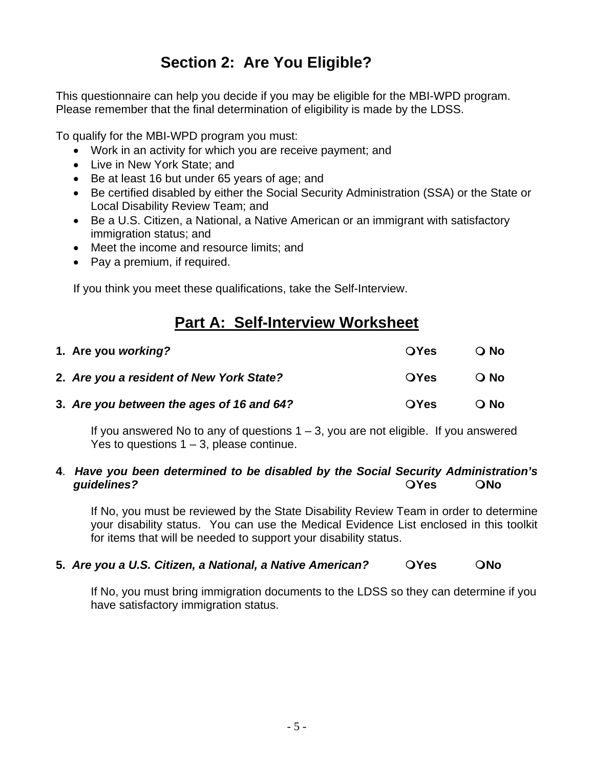## Section 2: Are You Eligible?

This questionnaire can help you decide if you may be eligible for the MBI-WPD program. Please remember that the final determination of eligibility is made by the LDSS.

To qualify for the MBI-WPD program you must:

- Work in an activity for which you are receive payment; and
- Live in New York State; and
- Be at least 16 but under 65 years of age; and
- Be certified disabled by either the Social Security Administration (SSA) or the State or Local Disability Review Team; and
- Be a U.S. Citizen, a National, a Native American or an immigrant with satisfactory immigration status; and
- Meet the income and resource limits; and
- Pay a premium, if required.

If you think you meet these qualifications, take the Self-Interview.

## Part A: Self-Interview Worksheet

**1. Are you *working?*** ❍ **Yes** ❍ **No**

**2. *Are you a resident of New York State?*** ❍ **Yes** ❍ **No**

**3. *Are you between the ages of 16 and 64?*** ❍ **Yes** ❍ **No**

If you answered No to any of questions 1 – 3, you are not eligible. If you answered Yes to questions 1 – 3, please continue.

**4**. ***Have you been determined to be disabled by the Social Security Administration's guidelines?*** ❍ **Yes** ❍ **No**

If No, you must be reviewed by the State Disability Review Team in order to determine your disability status. You can use the Medical Evidence List enclosed in this toolkit for items that will be needed to support your disability status.

**5. *Are you a U.S. Citizen, a National, a Native American?*** ❍ **Yes** ❍ **No**

If No, you must bring immigration documents to the LDSS so they can determine if you have satisfactory immigration status.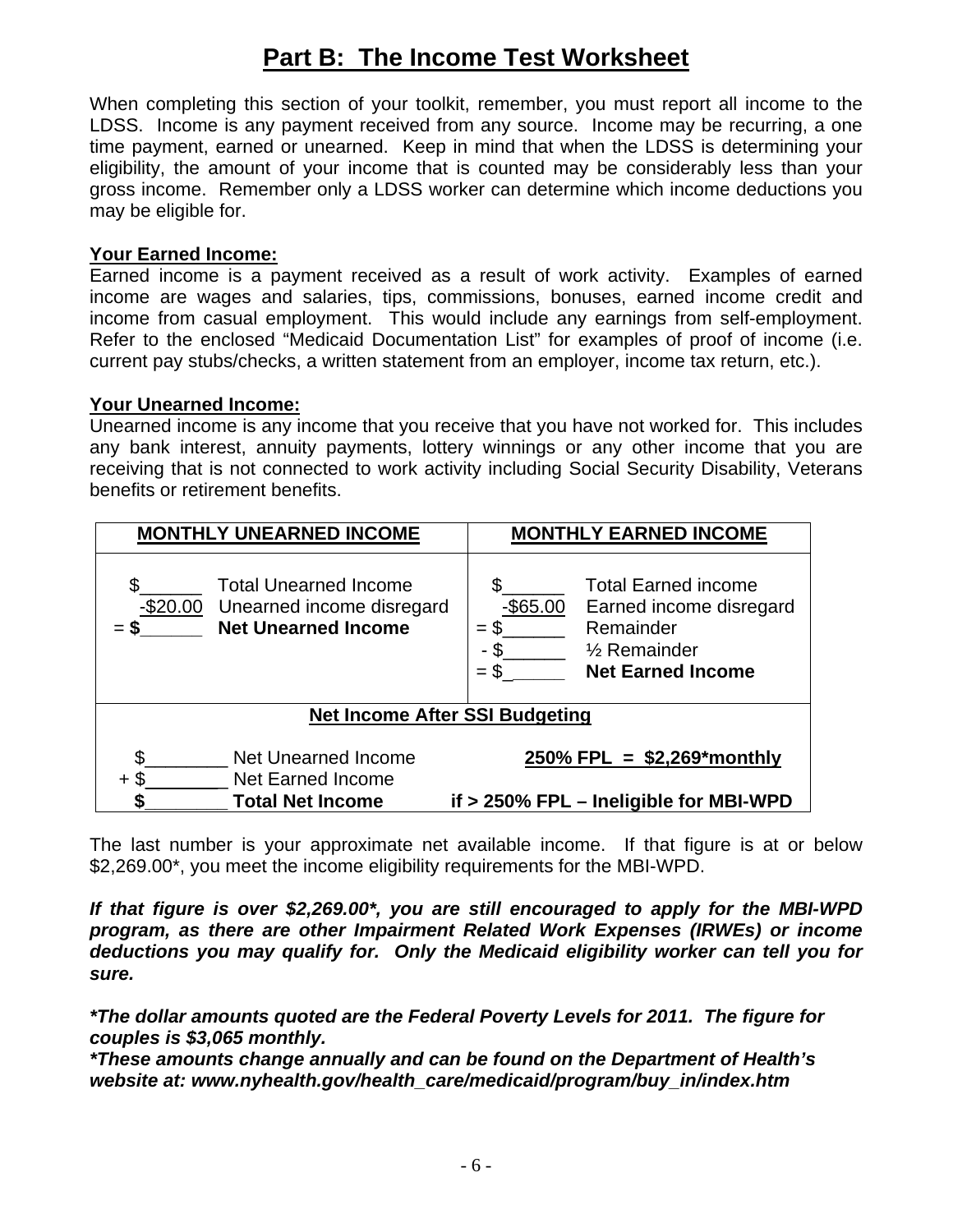# Part B: The Income Test Worksheet

When completing this section of your toolkit, remember, you must report all income to the LDSS. Income is any payment received from any source. Income may be recurring, a one time payment, earned or unearned. Keep in mind that when the LDSS is determining your eligibility, the amount of your income that is counted may be considerably less than your gross income. Remember only a LDSS worker can determine which income deductions you may be eligible for.

**Your Earned Income:**

Earned income is a payment received as a result of work activity. Examples of earned income are wages and salaries, tips, commissions, bonuses, earned income credit and income from casual employment. This would include any earnings from self-employment. Refer to the enclosed "Medicaid Documentation List" for examples of proof of income (i.e. current pay stubs/checks, a written statement from an employer, income tax return, etc.).

**Your Unearned Income:**

Unearned income is any income that you receive that you have not worked for. This includes any bank interest, annuity payments, lottery winnings or any other income that you are receiving that is not connected to work activity including Social Security Disability, Veterans benefits or retirement benefits.

| **MONTHLY UNEARNED INCOME** | | **MONTHLY EARNED INCOME** | |
|---|---|---|---|
| $______ | Total Unearned Income | $______ | Total Earned income |
| -$20.00 | Unearned income disregard | -$65.00 | Earned income disregard |
| = **$______** | **Net Unearned Income** | = $______ | Remainder |
| | | - $______ | ½ Remainder |
| | | = $______ | **Net Earned Income** |
| **Net Income After SSI Budgeting** | | | |
| $________ | Net Unearned Income | **250% FPL = $2,269\*monthly** | |
| + $________ | Net Earned Income | | |
| **$________** | **Total Net Income** | **if > 250% FPL – Ineligible for MBI-WPD** | |

The last number is your approximate net available income. If that figure is at or below $2,269.00*, you meet the income eligibility requirements for the MBI-WPD.

***If that figure is over $2,269.00\*, you are still encouraged to apply for the MBI-WPD program, as there are other Impairment Related Work Expenses (IRWEs) or income deductions you may qualify for. Only the Medicaid eligibility worker can tell you for sure.***

***\*The dollar amounts quoted are the Federal Poverty Levels for 2011. The figure for couples is $3,065 monthly.***
***\*These amounts change annually and can be found on the Department of Health's website at: www.nyhealth.gov/health_care/medicaid/program/buy_in/index.htm***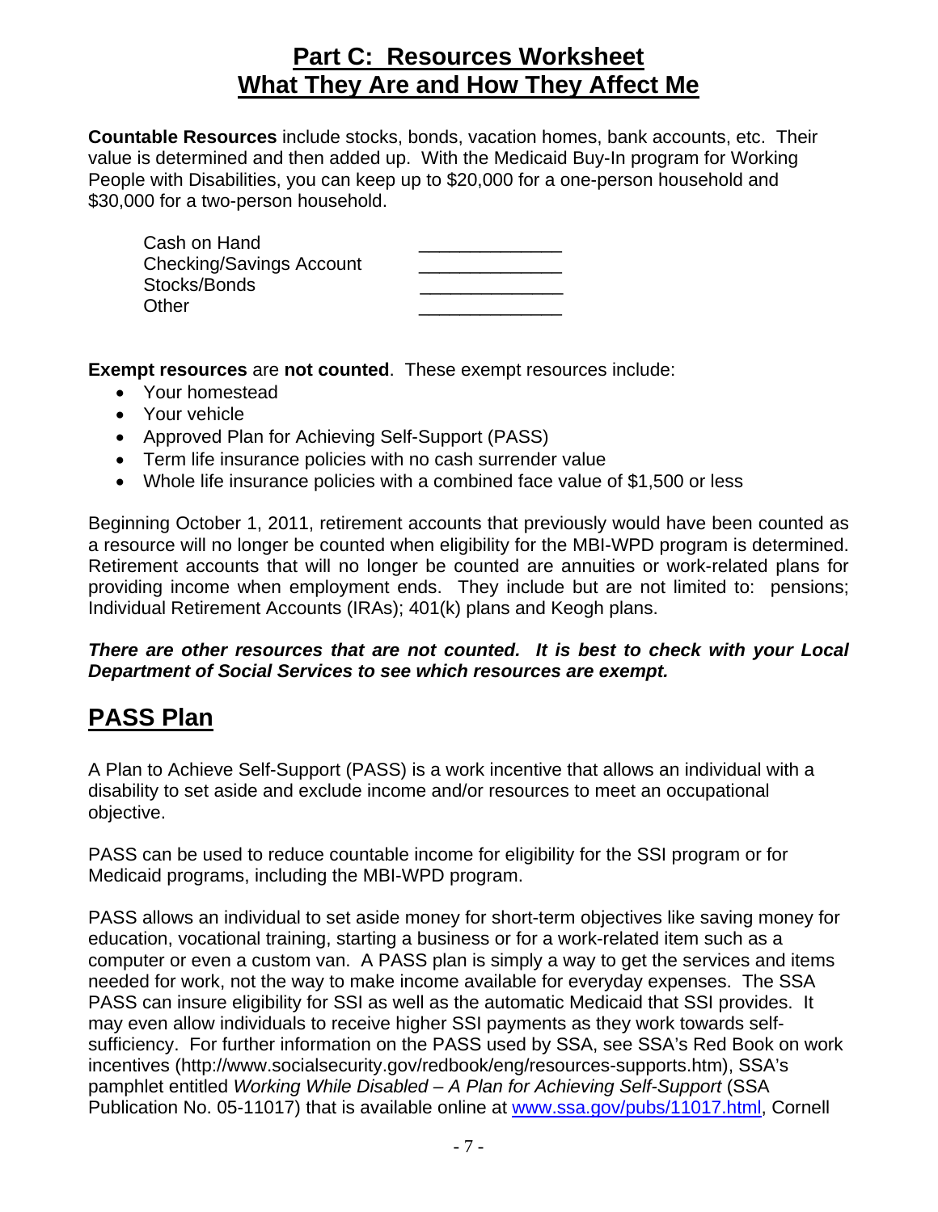# Part C: Resources Worksheet
# What They Are and How They Affect Me

**Countable Resources** include stocks, bonds, vacation homes, bank accounts, etc. Their value is determined and then added up. With the Medicaid Buy-In program for Working People with Disabilities, you can keep up to $20,000 for a one-person household and $30,000 for a two-person household.

| | |
|---|---|
| Cash on Hand | ______________ |
| Checking/Savings Account | ______________ |
| Stocks/Bonds | ______________ |
| Other | ______________ |

**Exempt resources** are **not counted**. These exempt resources include:

- Your homestead
- Your vehicle
- Approved Plan for Achieving Self-Support (PASS)
- Term life insurance policies with no cash surrender value
- Whole life insurance policies with a combined face value of $1,500 or less

Beginning October 1, 2011, retirement accounts that previously would have been counted as a resource will no longer be counted when eligibility for the MBI-WPD program is determined. Retirement accounts that will no longer be counted are annuities or work-related plans for providing income when employment ends. They include but are not limited to: pensions; Individual Retirement Accounts (IRAs); 401(k) plans and Keogh plans.

***There are other resources that are not counted. It is best to check with your Local Department of Social Services to see which resources are exempt.***

## PASS Plan

A Plan to Achieve Self-Support (PASS) is a work incentive that allows an individual with a disability to set aside and exclude income and/or resources to meet an occupational objective.

PASS can be used to reduce countable income for eligibility for the SSI program or for Medicaid programs, including the MBI-WPD program.

PASS allows an individual to set aside money for short-term objectives like saving money for education, vocational training, starting a business or for a work-related item such as a computer or even a custom van. A PASS plan is simply a way to get the services and items needed for work, not the way to make income available for everyday expenses. The SSA PASS can insure eligibility for SSI as well as the automatic Medicaid that SSI provides. It may even allow individuals to receive higher SSI payments as they work towards self-sufficiency. For further information on the PASS used by SSA, see SSA's Red Book on work incentives (http://www.socialsecurity.gov/redbook/eng/resources-supports.htm), SSA's pamphlet entitled *Working While Disabled – A Plan for Achieving Self-Support* (SSA Publication No. 05-11017) that is available online at www.ssa.gov/pubs/11017.html, Cornell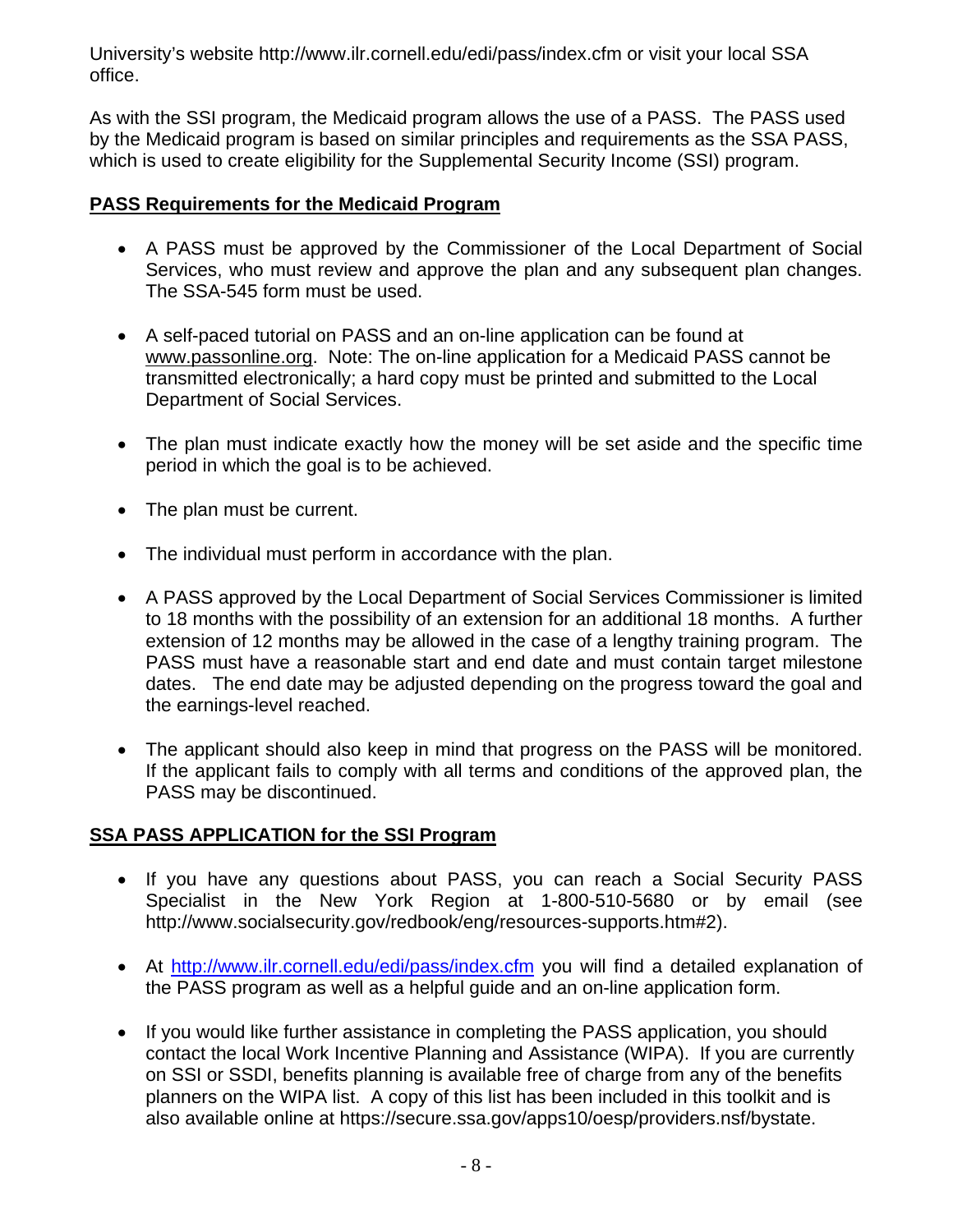University's website http://www.ilr.cornell.edu/edi/pass/index.cfm or visit your local SSA office.

As with the SSI program, the Medicaid program allows the use of a PASS. The PASS used by the Medicaid program is based on similar principles and requirements as the SSA PASS, which is used to create eligibility for the Supplemental Security Income (SSI) program.

## PASS Requirements for the Medicaid Program

- A PASS must be approved by the Commissioner of the Local Department of Social Services, who must review and approve the plan and any subsequent plan changes. The SSA-545 form must be used.
- A self-paced tutorial on PASS and an on-line application can be found at www.passonline.org. Note: The on-line application for a Medicaid PASS cannot be transmitted electronically; a hard copy must be printed and submitted to the Local Department of Social Services.
- The plan must indicate exactly how the money will be set aside and the specific time period in which the goal is to be achieved.
- The plan must be current.
- The individual must perform in accordance with the plan.
- A PASS approved by the Local Department of Social Services Commissioner is limited to 18 months with the possibility of an extension for an additional 18 months. A further extension of 12 months may be allowed in the case of a lengthy training program. The PASS must have a reasonable start and end date and must contain target milestone dates. The end date may be adjusted depending on the progress toward the goal and the earnings-level reached.
- The applicant should also keep in mind that progress on the PASS will be monitored. If the applicant fails to comply with all terms and conditions of the approved plan, the PASS may be discontinued.

## SSA PASS APPLICATION for the SSI Program

- If you have any questions about PASS, you can reach a Social Security PASS Specialist in the New York Region at 1-800-510-5680 or by email (see http://www.socialsecurity.gov/redbook/eng/resources-supports.htm#2).
- At http://www.ilr.cornell.edu/edi/pass/index.cfm you will find a detailed explanation of the PASS program as well as a helpful guide and an on-line application form.
- If you would like further assistance in completing the PASS application, you should contact the local Work Incentive Planning and Assistance (WIPA). If you are currently on SSI or SSDI, benefits planning is available free of charge from any of the benefits planners on the WIPA list. A copy of this list has been included in this toolkit and is also available online at https://secure.ssa.gov/apps10/oesp/providers.nsf/bystate.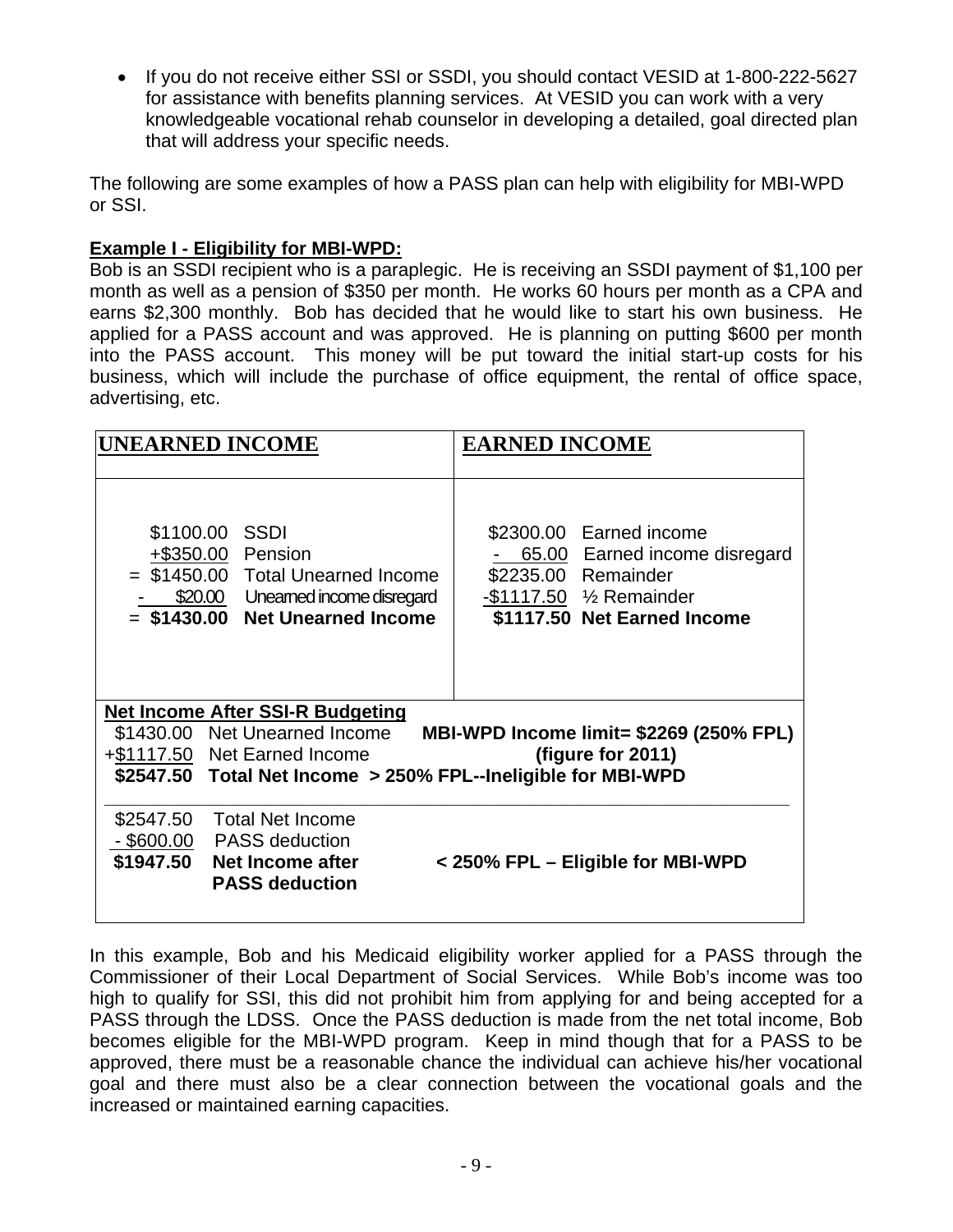- If you do not receive either SSI or SSDI, you should contact VESID at 1-800-222-5627 for assistance with benefits planning services. At VESID you can work with a very knowledgeable vocational rehab counselor in developing a detailed, goal directed plan that will address your specific needs.

The following are some examples of how a PASS plan can help with eligibility for MBI-WPD or SSI.

**Example I - Eligibility for MBI-WPD:**

Bob is an SSDI recipient who is a paraplegic. He is receiving an SSDI payment of $1,100 per month as well as a pension of $350 per month. He works 60 hours per month as a CPA and earns $2,300 monthly. Bob has decided that he would like to start his own business. He applied for a PASS account and was approved. He is planning on putting $600 per month into the PASS account. This money will be put toward the initial start-up costs for his business, which will include the purchase of office equipment, the rental of office space, advertising, etc.

| UNEARNED INCOME | | EARNED INCOME | |
|---|---|---|---|
| $1100.00 | SSDI | $2300.00 | Earned income |
| +$350.00 | Pension | - 65.00 | Earned income disregard |
| = $1450.00 | Total Unearned Income | $2235.00 | Remainder |
| - $20.00 | Unearned income disregard | -$1117.50 | ½ Remainder |
| = **$1430.00** | **Net Unearned Income** | **$1117.50** | **Net Earned Income** |

**Net Income After SSI-R Budgeting**

| | | |
|---|---|---|
| $1430.00 | Net Unearned Income | **MBI-WPD Income limit= $2269 (250% FPL)** |
| +$1117.50 | Net Earned Income | **(figure for 2011)** |
| **$2547.50** | **Total Net Income > 250% FPL--Ineligible for MBI-WPD** | |

| | | |
|---|---|---|
| $2547.50 | Total Net Income | |
| - $600.00 | PASS deduction | |
| **$1947.50** | **Net Income after PASS deduction** | **< 250% FPL – Eligible for MBI-WPD** |

In this example, Bob and his Medicaid eligibility worker applied for a PASS through the Commissioner of their Local Department of Social Services. While Bob's income was too high to qualify for SSI, this did not prohibit him from applying for and being accepted for a PASS through the LDSS. Once the PASS deduction is made from the net total income, Bob becomes eligible for the MBI-WPD program. Keep in mind though that for a PASS to be approved, there must be a reasonable chance the individual can achieve his/her vocational goal and there must also be a clear connection between the vocational goals and the increased or maintained earning capacities.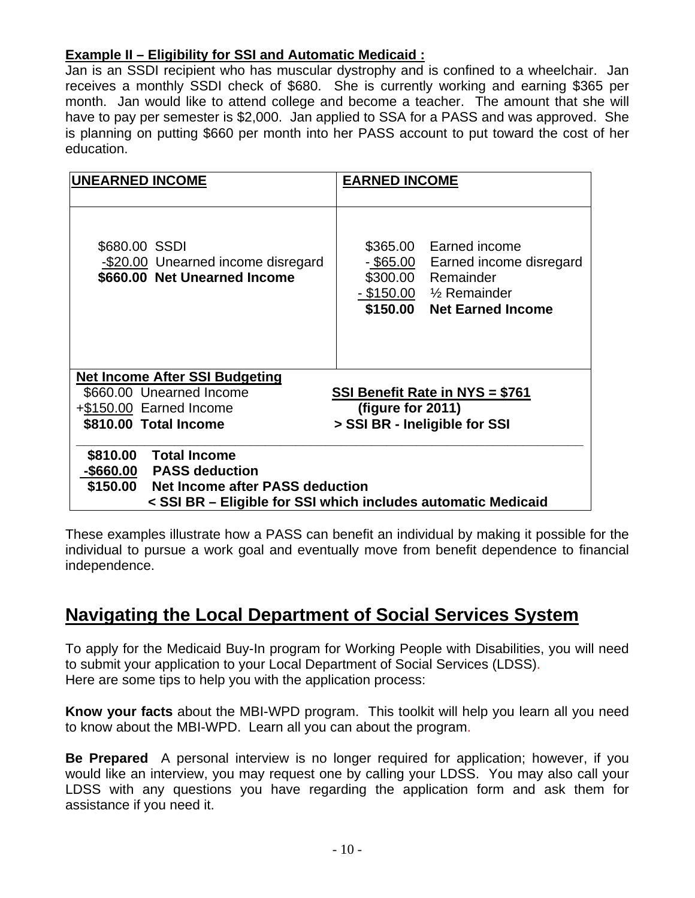**Example II – Eligibility for SSI and Automatic Medicaid :**

Jan is an SSDI recipient who has muscular dystrophy and is confined to a wheelchair. Jan receives a monthly SSDI check of $680. She is currently working and earning $365 per month. Jan would like to attend college and become a teacher. The amount that she will have to pay per semester is $2,000. Jan applied to SSA for a PASS and was approved. She is planning on putting $660 per month into her PASS account to put toward the cost of her education.

| UNEARNED INCOME | EARNED INCOME |
|---|---|
| $680.00 SSDI<br>-$20.00 Unearned income disregard<br>**$660.00 Net Unearned Income** | $365.00 Earned income<br>- $65.00 Earned income disregard<br>$300.00 Remainder<br>- $150.00 ½ Remainder<br>**$150.00 Net Earned Income** |
| **Net Income After SSI Budgeting**<br>$660.00 Unearned Income<br>+$150.00 Earned Income<br>**$810.00 Total Income** | **SSI Benefit Rate in NYS = $761**<br>**(figure for 2011)**<br>**> SSI BR - Ineligible for SSI** |
| **$810.00 Total Income**<br>**-$660.00 PASS deduction**<br>**$150.00 Net Income after PASS deduction**<br>**< SSI BR – Eligible for SSI which includes automatic Medicaid** | |

These examples illustrate how a PASS can benefit an individual by making it possible for the individual to pursue a work goal and eventually move from benefit dependence to financial independence.

## Navigating the Local Department of Social Services System

To apply for the Medicaid Buy-In program for Working People with Disabilities, you will need to submit your application to your Local Department of Social Services (LDSS).
Here are some tips to help you with the application process:

**Know your facts** about the MBI-WPD program. This toolkit will help you learn all you need to know about the MBI-WPD. Learn all you can about the program.

**Be Prepared** A personal interview is no longer required for application; however, if you would like an interview, you may request one by calling your LDSS. You may also call your LDSS with any questions you have regarding the application form and ask them for assistance if you need it.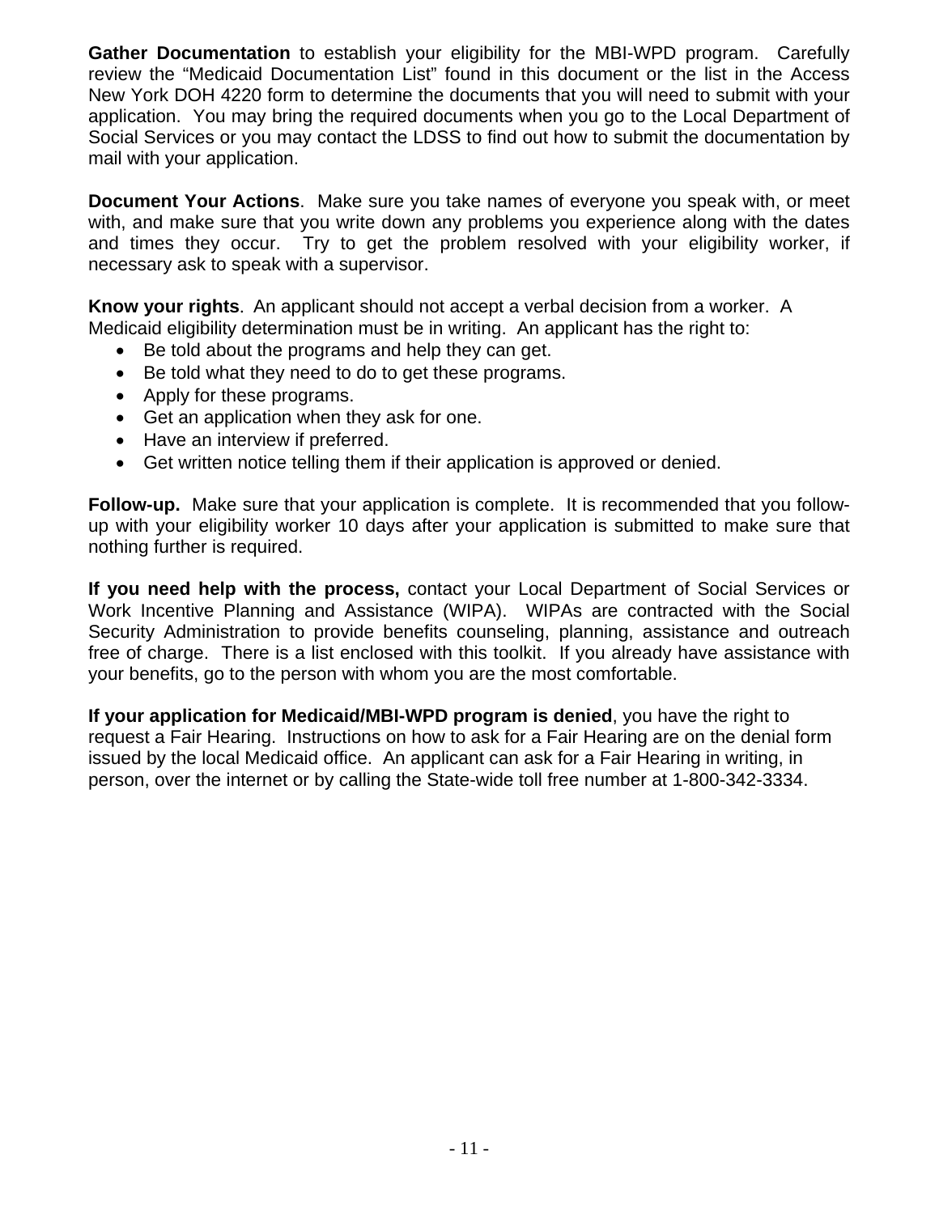**Gather Documentation** to establish your eligibility for the MBI-WPD program. Carefully review the "Medicaid Documentation List" found in this document or the list in the Access New York DOH 4220 form to determine the documents that you will need to submit with your application. You may bring the required documents when you go to the Local Department of Social Services or you may contact the LDSS to find out how to submit the documentation by mail with your application.

**Document Your Actions**. Make sure you take names of everyone you speak with, or meet with, and make sure that you write down any problems you experience along with the dates and times they occur. Try to get the problem resolved with your eligibility worker, if necessary ask to speak with a supervisor.

**Know your rights**. An applicant should not accept a verbal decision from a worker. A Medicaid eligibility determination must be in writing. An applicant has the right to:

- Be told about the programs and help they can get.
- Be told what they need to do to get these programs.
- Apply for these programs.
- Get an application when they ask for one.
- Have an interview if preferred.
- Get written notice telling them if their application is approved or denied.

**Follow-up.** Make sure that your application is complete. It is recommended that you follow-up with your eligibility worker 10 days after your application is submitted to make sure that nothing further is required.

**If you need help with the process,** contact your Local Department of Social Services or Work Incentive Planning and Assistance (WIPA). WIPAs are contracted with the Social Security Administration to provide benefits counseling, planning, assistance and outreach free of charge. There is a list enclosed with this toolkit. If you already have assistance with your benefits, go to the person with whom you are the most comfortable.

**If your application for Medicaid/MBI-WPD program is denied**, you have the right to request a Fair Hearing. Instructions on how to ask for a Fair Hearing are on the denial form issued by the local Medicaid office. An applicant can ask for a Fair Hearing in writing, in person, over the internet or by calling the State-wide toll free number at 1-800-342-3334.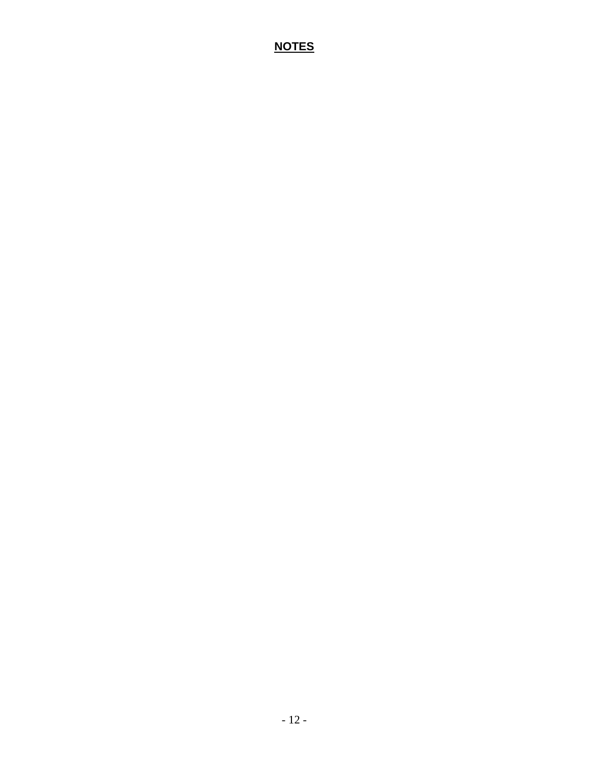**NOTES**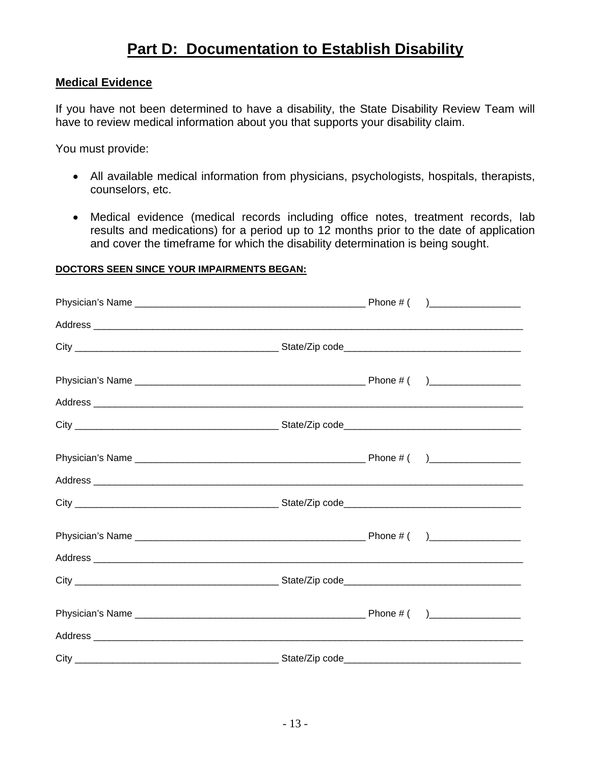# Part D: Documentation to Establish Disability

## Medical Evidence

If you have not been determined to have a disability, the State Disability Review Team will have to review medical information about you that supports your disability claim.

You must provide:

- All available medical information from physicians, psychologists, hospitals, therapists, counselors, etc.
- Medical evidence (medical records including office notes, treatment records, lab results and medications) for a period up to 12 months prior to the date of application and cover the timeframe for which the disability determination is being sought.

**DOCTORS SEEN SINCE YOUR IMPAIRMENTS BEGAN:**

Physician's Name ____________________________________________ Phone # (     )_________________

Address ____________________________________________________________________________________

City ______________________________________ State/Zip code_________________________________

Physician's Name ____________________________________________ Phone # (     )_________________

Address ____________________________________________________________________________________

City ______________________________________ State/Zip code_________________________________

Physician's Name ____________________________________________ Phone # (     )_________________

Address ____________________________________________________________________________________

City ______________________________________ State/Zip code_________________________________

Physician's Name ____________________________________________ Phone # (     )_________________

Address ____________________________________________________________________________________

City ______________________________________ State/Zip code_________________________________

Physician's Name ____________________________________________ Phone # (     )_________________

Address ____________________________________________________________________________________

City ______________________________________ State/Zip code_________________________________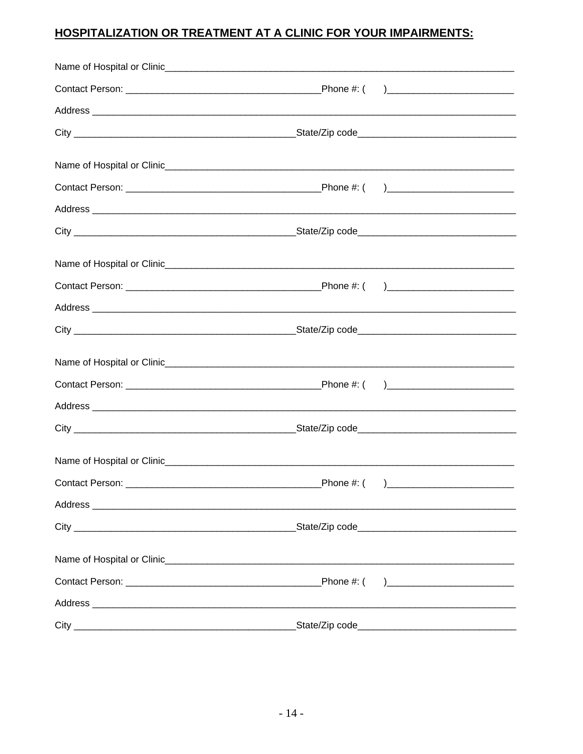**HOSPITALIZATION OR TREATMENT AT A CLINIC FOR YOUR IMPAIRMENTS:**

Name of Hospital or Clinic_______________________________________________________________________

Contact Person: ____________________________________Phone #: (     )_______________________

Address _________________________________________________________________________________

City _________________________________________State/Zip code____________________________

Name of Hospital or Clinic_______________________________________________________________________

Contact Person: ____________________________________Phone #: (     )_______________________

Address _________________________________________________________________________________

City _________________________________________State/Zip code____________________________

Name of Hospital or Clinic_______________________________________________________________________

Contact Person: ____________________________________Phone #: (     )_______________________

Address _________________________________________________________________________________

City _________________________________________State/Zip code____________________________

Name of Hospital or Clinic_______________________________________________________________________

Contact Person: ____________________________________Phone #: (     )_______________________

Address _________________________________________________________________________________

City _________________________________________State/Zip code____________________________

Name of Hospital or Clinic_______________________________________________________________________

Contact Person: ____________________________________Phone #: (     )_______________________

Address _________________________________________________________________________________

City _________________________________________State/Zip code____________________________

Name of Hospital or Clinic_______________________________________________________________________

Contact Person: ____________________________________Phone #: (     )_______________________

Address _________________________________________________________________________________

City _________________________________________State/Zip code____________________________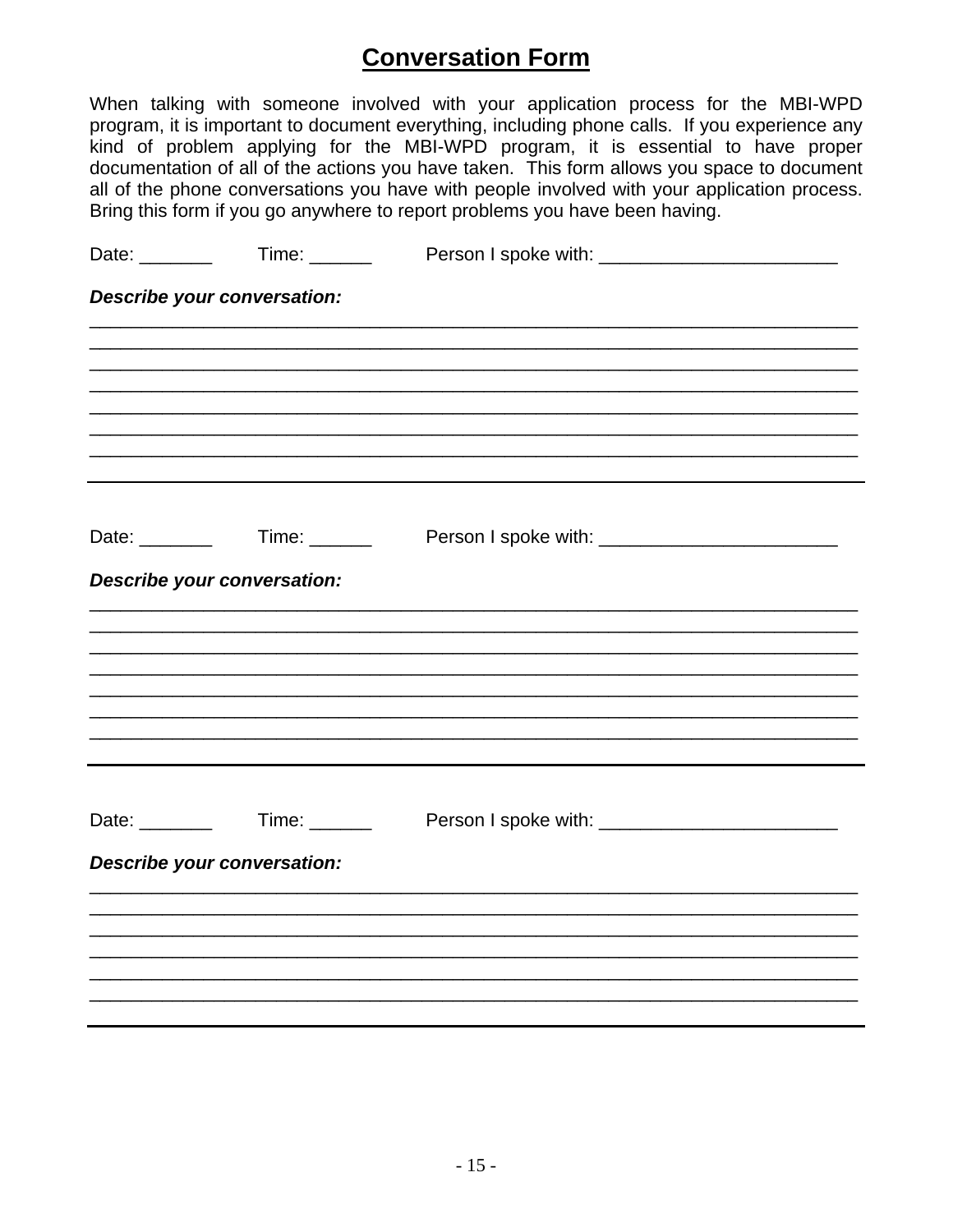# Conversation Form

When talking with someone involved with your application process for the MBI-WPD program, it is important to document everything, including phone calls. If you experience any kind of problem applying for the MBI-WPD program, it is essential to have proper documentation of all of the actions you have taken. This form allows you space to document all of the phone conversations you have with people involved with your application process. Bring this form if you go anywhere to report problems you have been having.

Date: _______ Time: ______ Person I spoke with: _______________________

***Describe your conversation:***

____________________________________________________________________________
____________________________________________________________________________
____________________________________________________________________________
____________________________________________________________________________
____________________________________________________________________________
____________________________________________________________________________
____________________________________________________________________________

---

Date: _______ Time: ______ Person I spoke with: _______________________

***Describe your conversation:***

____________________________________________________________________________
____________________________________________________________________________
____________________________________________________________________________
____________________________________________________________________________
____________________________________________________________________________
____________________________________________________________________________
____________________________________________________________________________

---

Date: _______ Time: ______ Person I spoke with: _______________________

***Describe your conversation:***

____________________________________________________________________________
____________________________________________________________________________
____________________________________________________________________________
____________________________________________________________________________
____________________________________________________________________________
____________________________________________________________________________

---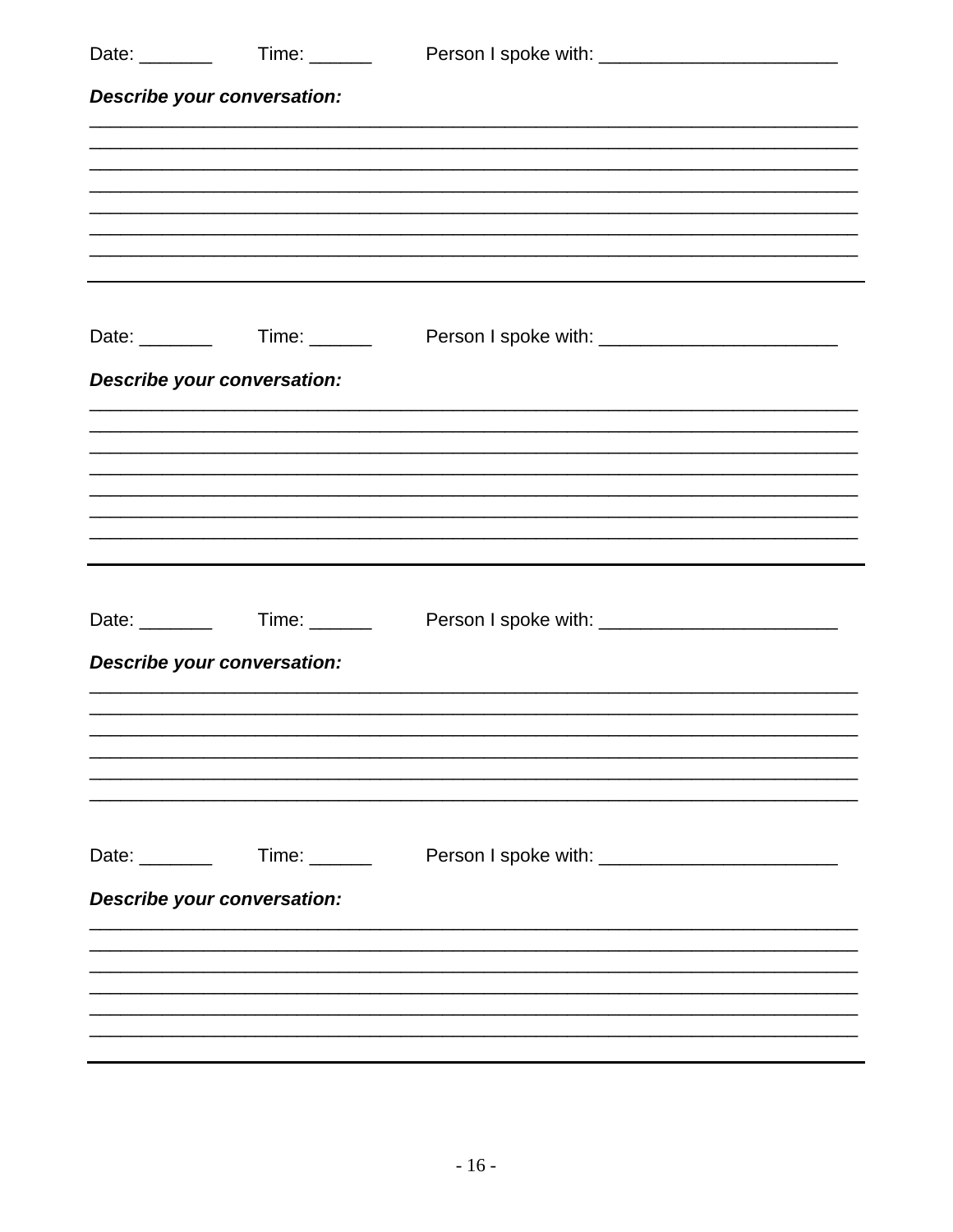Date: _______ Time: ______ Person I spoke with: ______________________

***Describe your conversation:***

_____________________________________________________________________________
_____________________________________________________________________________
_____________________________________________________________________________
_____________________________________________________________________________
_____________________________________________________________________________
_____________________________________________________________________________
_____________________________________________________________________________

---

Date: _______ Time: ______ Person I spoke with: ______________________

***Describe your conversation:***

_____________________________________________________________________________
_____________________________________________________________________________
_____________________________________________________________________________
_____________________________________________________________________________
_____________________________________________________________________________
_____________________________________________________________________________
_____________________________________________________________________________

---

Date: _______ Time: ______ Person I spoke with: ______________________

***Describe your conversation:***

_____________________________________________________________________________
_____________________________________________________________________________
_____________________________________________________________________________
_____________________________________________________________________________
_____________________________________________________________________________
_____________________________________________________________________________

Date: _______ Time: ______ Person I spoke with: ______________________

***Describe your conversation:***

_____________________________________________________________________________
_____________________________________________________________________________
_____________________________________________________________________________
_____________________________________________________________________________
_____________________________________________________________________________
_____________________________________________________________________________

---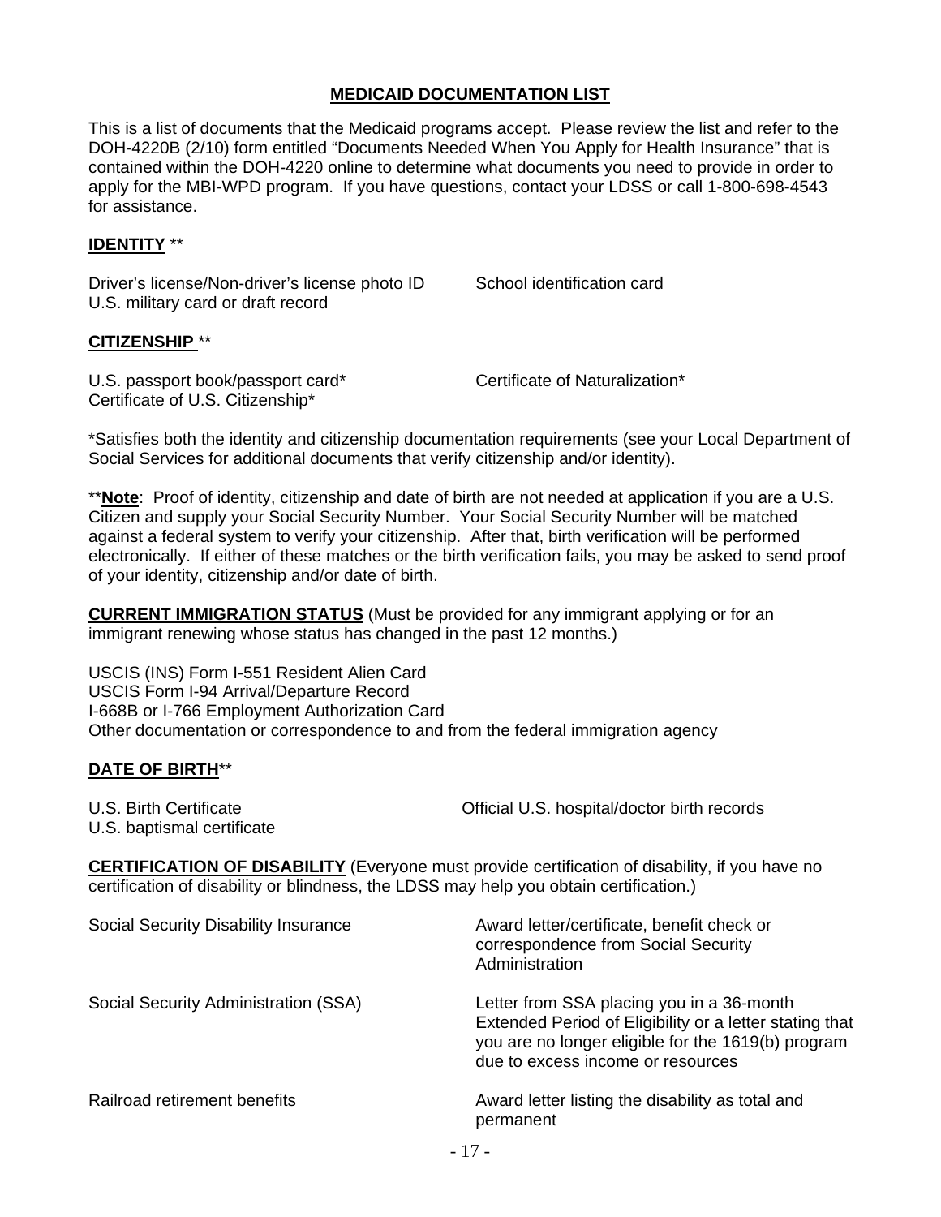## MEDICAID DOCUMENTATION LIST

This is a list of documents that the Medicaid programs accept. Please review the list and refer to the DOH-4220B (2/10) form entitled "Documents Needed When You Apply for Health Insurance" that is contained within the DOH-4220 online to determine what documents you need to provide in order to apply for the MBI-WPD program. If you have questions, contact your LDSS or call 1-800-698-4543 for assistance.

### IDENTITY **

Driver's license/Non-driver's license photo ID

School identification card

U.S. military card or draft record

### CITIZENSHIP **

U.S. passport book/passport card*

Certificate of Naturalization*

Certificate of U.S. Citizenship*

*Satisfies both the identity and citizenship documentation requirements (see your Local Department of Social Services for additional documents that verify citizenship and/or identity).

****Note**: Proof of identity, citizenship and date of birth are not needed at application if you are a U.S. Citizen and supply your Social Security Number. Your Social Security Number will be matched against a federal system to verify your citizenship. After that, birth verification will be performed electronically. If either of these matches or the birth verification fails, you may be asked to send proof of your identity, citizenship and/or date of birth.

**CURRENT IMMIGRATION STATUS** (Must be provided for any immigrant applying or for an immigrant renewing whose status has changed in the past 12 months.)

USCIS (INS) Form I-551 Resident Alien Card

USCIS Form I-94 Arrival/Departure Record

I-668B or I-766 Employment Authorization Card

Other documentation or correspondence to and from the federal immigration agency

### DATE OF BIRTH**

U.S. Birth Certificate

Official U.S. hospital/doctor birth records

U.S. baptismal certificate

**CERTIFICATION OF DISABILITY** (Everyone must provide certification of disability, if you have no certification of disability or blindness, the LDSS may help you obtain certification.)

| | |
|---|---|
| Social Security Disability Insurance | Award letter/certificate, benefit check or correspondence from Social Security Administration |
| Social Security Administration (SSA) | Letter from SSA placing you in a 36-month Extended Period of Eligibility or a letter stating that you are no longer eligible for the 1619(b) program due to excess income or resources |
| Railroad retirement benefits | Award letter listing the disability as total and permanent |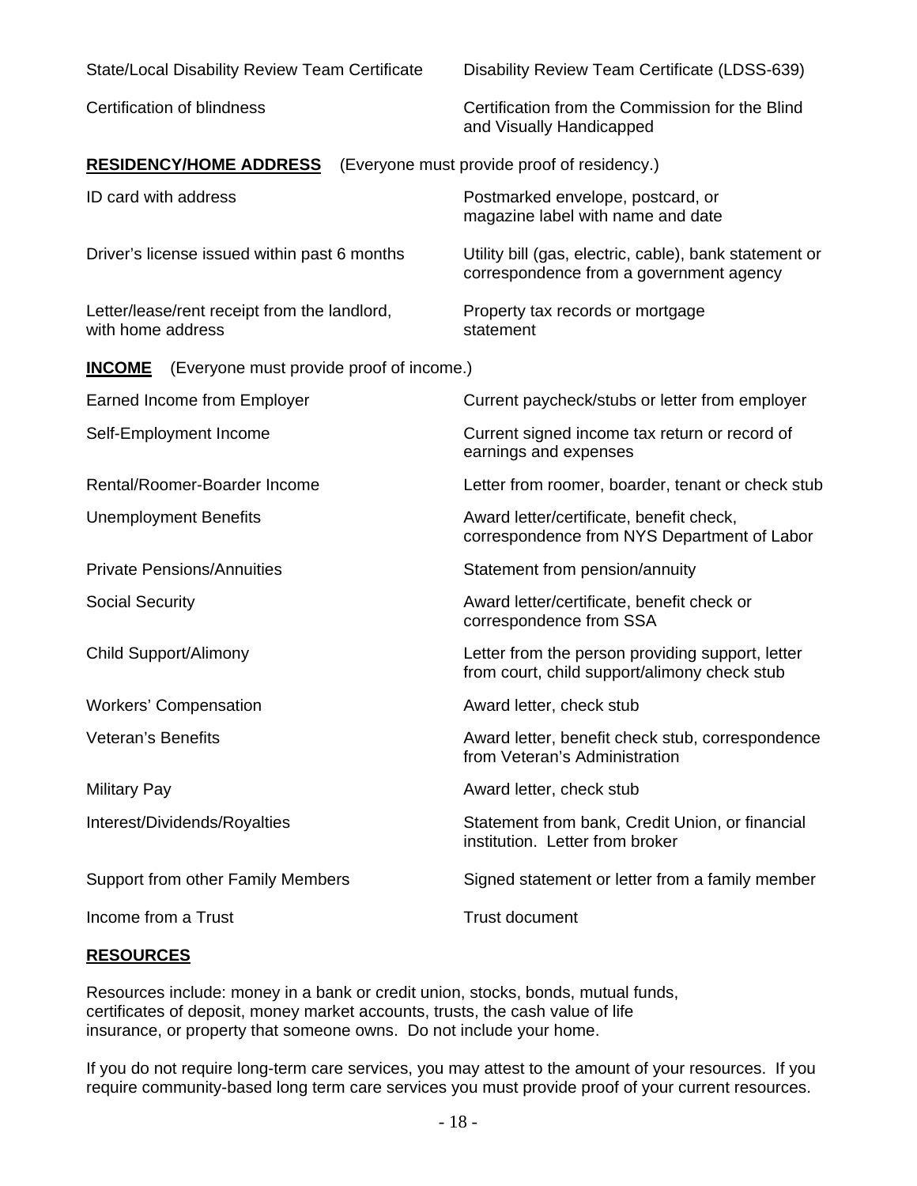| | |
|---|---|
| State/Local Disability Review Team Certificate | Disability Review Team Certificate (LDSS-639) |
| Certification of blindness | Certification from the Commission for the Blind and Visually Handicapped |

**RESIDENCY/HOME ADDRESS** (Everyone must provide proof of residency.)

| | |
|---|---|
| ID card with address | Postmarked envelope, postcard, or magazine label with name and date |
| Driver's license issued within past 6 months | Utility bill (gas, electric, cable), bank statement or correspondence from a government agency |
| Letter/lease/rent receipt from the landlord, with home address | Property tax records or mortgage statement |

**INCOME** (Everyone must provide proof of income.)

| | |
|---|---|
| Earned Income from Employer | Current paycheck/stubs or letter from employer |
| Self-Employment Income | Current signed income tax return or record of earnings and expenses |
| Rental/Roomer-Boarder Income | Letter from roomer, boarder, tenant or check stub |
| Unemployment Benefits | Award letter/certificate, benefit check, correspondence from NYS Department of Labor |
| Private Pensions/Annuities | Statement from pension/annuity |
| Social Security | Award letter/certificate, benefit check or correspondence from SSA |
| Child Support/Alimony | Letter from the person providing support, letter from court, child support/alimony check stub |
| Workers' Compensation | Award letter, check stub |
| Veteran's Benefits | Award letter, benefit check stub, correspondence from Veteran's Administration |
| Military Pay | Award letter, check stub |
| Interest/Dividends/Royalties | Statement from bank, Credit Union, or financial institution. Letter from broker |
| Support from other Family Members | Signed statement or letter from a family member |
| Income from a Trust | Trust document |

**RESOURCES**

Resources include: money in a bank or credit union, stocks, bonds, mutual funds, certificates of deposit, money market accounts, trusts, the cash value of life insurance, or property that someone owns. Do not include your home.

If you do not require long-term care services, you may attest to the amount of your resources. If you require community-based long term care services you must provide proof of your current resources.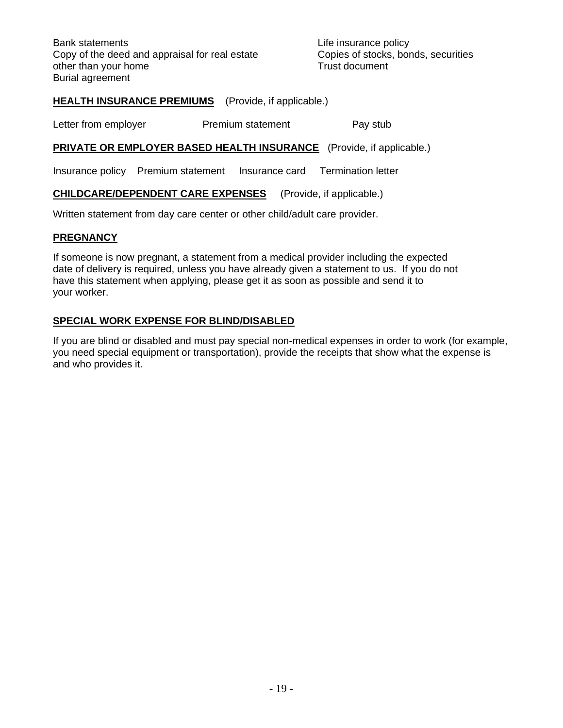Bank statements

Copy of the deed and appraisal for real estate other than your home

Burial agreement

Life insurance policy

Copies of stocks, bonds, securities

Trust document

**HEALTH INSURANCE PREMIUMS** (Provide, if applicable.)

Letter from employer    Premium statement    Pay stub

**PRIVATE OR EMPLOYER BASED HEALTH INSURANCE** (Provide, if applicable.)

Insurance policy    Premium statement    Insurance card    Termination letter

**CHILDCARE/DEPENDENT CARE EXPENSES** (Provide, if applicable.)

Written statement from day care center or other child/adult care provider.

**PREGNANCY**

If someone is now pregnant, a statement from a medical provider including the expected date of delivery is required, unless you have already given a statement to us. If you do not have this statement when applying, please get it as soon as possible and send it to your worker.

**SPECIAL WORK EXPENSE FOR BLIND/DISABLED**

If you are blind or disabled and must pay special non-medical expenses in order to work (for example, you need special equipment or transportation), provide the receipts that show what the expense is and who provides it.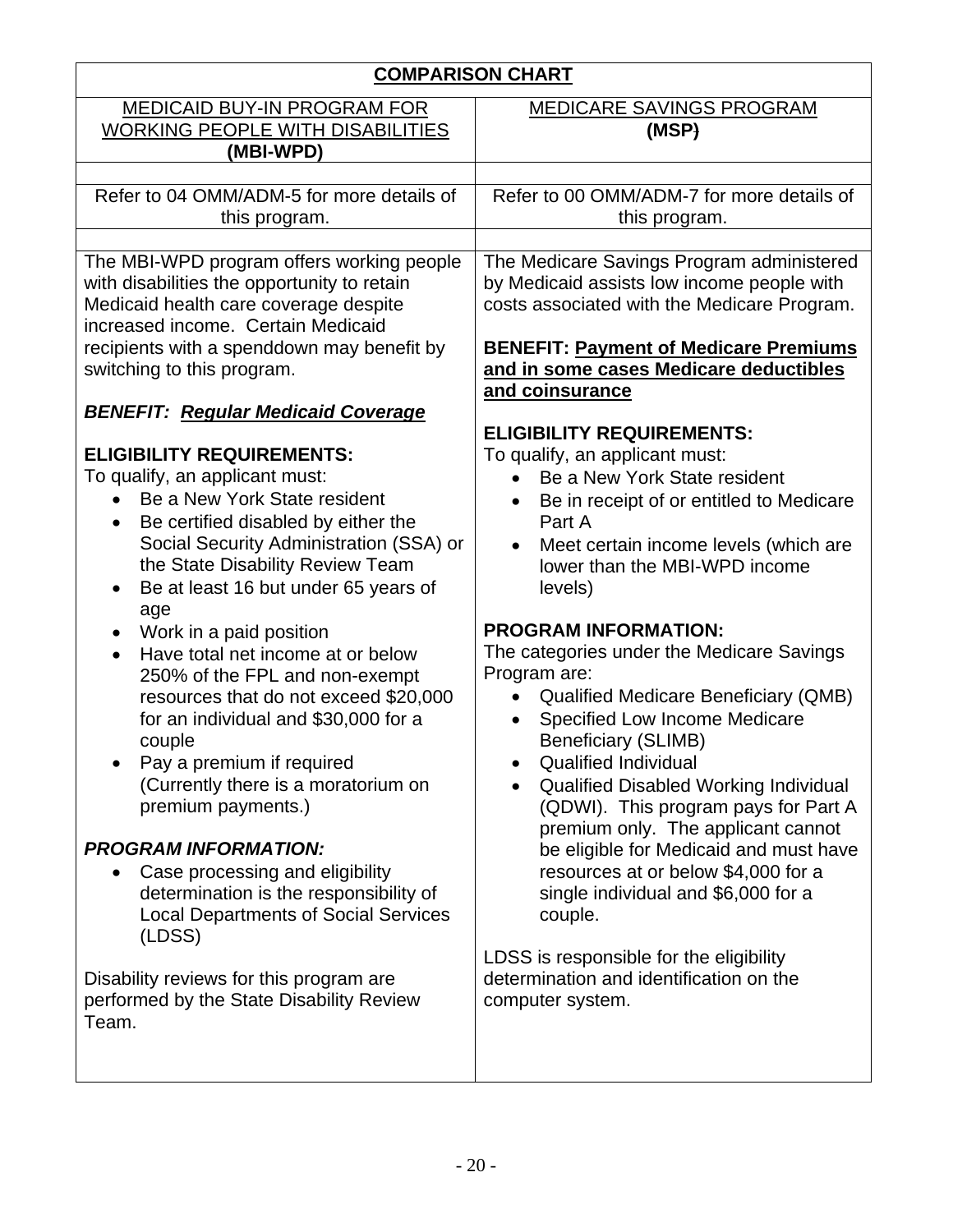| **COMPARISON CHART** | |
|---|---|
| MEDICAID BUY-IN PROGRAM FOR WORKING PEOPLE WITH DISABILITIES **(MBI-WPD)** | MEDICARE SAVINGS PROGRAM **(MSP)** |
| Refer to 04 OMM/ADM-5 for more details of this program. | Refer to 00 OMM/ADM-7 for more details of this program. |
| The MBI-WPD program offers working people with disabilities the opportunity to retain Medicaid health care coverage despite increased income. Certain Medicaid recipients with a spenddown may benefit by switching to this program.<br><br>***BENEFIT: Regular Medicaid Coverage***<br><br>**ELIGIBILITY REQUIREMENTS:**<br>To qualify, an applicant must:<br>• Be a New York State resident<br>• Be certified disabled by either the Social Security Administration (SSA) or the State Disability Review Team<br>• Be at least 16 but under 65 years of age<br>• Work in a paid position<br>• Have total net income at or below 250% of the FPL and non-exempt resources that do not exceed $20,000 for an individual and $30,000 for a couple<br>• Pay a premium if required (Currently there is a moratorium on premium payments.)<br><br>***PROGRAM INFORMATION:***<br>• Case processing and eligibility determination is the responsibility of Local Departments of Social Services (LDSS)<br><br>Disability reviews for this program are performed by the State Disability Review Team. | The Medicare Savings Program administered by Medicaid assists low income people with costs associated with the Medicare Program.<br><br>**BENEFIT: Payment of Medicare Premiums and in some cases Medicare deductibles and coinsurance**<br><br>**ELIGIBILITY REQUIREMENTS:**<br>To qualify, an applicant must:<br>• Be a New York State resident<br>• Be in receipt of or entitled to Medicare Part A<br>• Meet certain income levels (which are lower than the MBI-WPD income levels)<br><br>**PROGRAM INFORMATION:**<br>The categories under the Medicare Savings Program are:<br>• Qualified Medicare Beneficiary (QMB)<br>• Specified Low Income Medicare Beneficiary (SLIMB)<br>• Qualified Individual<br>• Qualified Disabled Working Individual (QDWI). This program pays for Part A premium only. The applicant cannot be eligible for Medicaid and must have resources at or below $4,000 for a single individual and $6,000 for a couple.<br><br>LDSS is responsible for the eligibility determination and identification on the computer system. |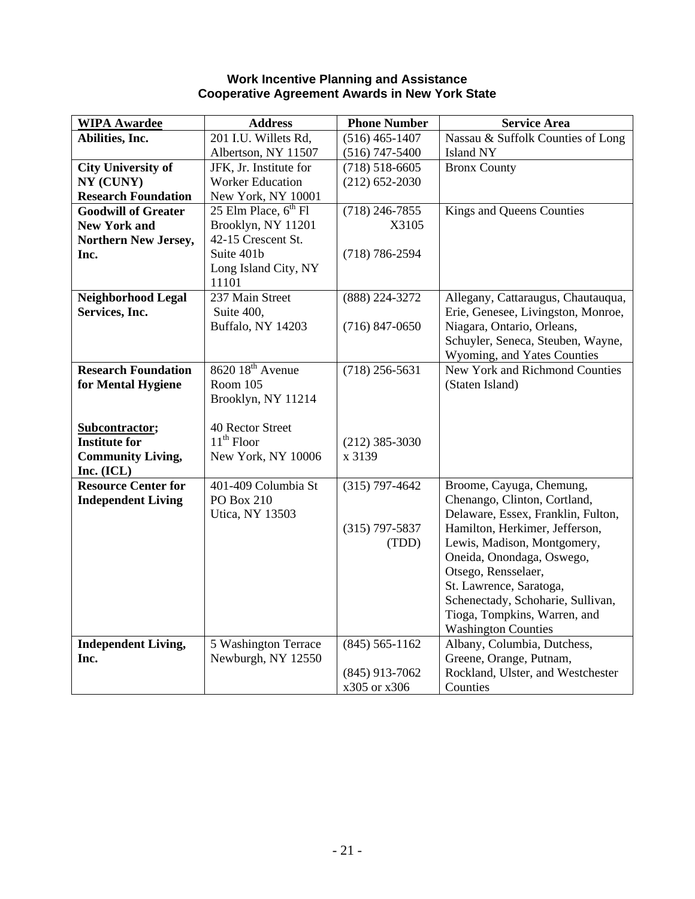**Work Incentive Planning and Assistance**
**Cooperative Agreement Awards in New York State**

| WIPA Awardee | Address | Phone Number | Service Area |
|---|---|---|---|
| **Abilities, Inc.** | 201 I.U. Willets Rd, Albertson, NY 11507 | (516) 465-1407 (516) 747-5400 | Nassau & Suffolk Counties of Long Island NY |
| **City University of NY (CUNY) Research Foundation** | JFK, Jr. Institute for Worker Education New York, NY 10001 | (718) 518-6605 (212) 652-2030 | Bronx County |
| **Goodwill of Greater New York and Northern New Jersey, Inc.** | 25 Elm Place, 6th Fl Brooklyn, NY 11201 42-15 Crescent St. Suite 401b Long Island City, NY 11101 | (718) 246-7855 X3105 (718) 786-2594 | Kings and Queens Counties |
| **Neighborhood Legal Services, Inc.** | 237 Main Street Suite 400, Buffalo, NY 14203 | (888) 224-3272 (716) 847-0650 | Allegany, Cattaraugus, Chautauqua, Erie, Genesee, Livingston, Monroe, Niagara, Ontario, Orleans, Schuyler, Seneca, Steuben, Wayne, Wyoming, and Yates Counties |
| **Research Foundation for Mental Hygiene** Subcontractor; **Institute for Community Living, Inc. (ICL)** | 8620 18th Avenue Room 105 Brooklyn, NY 11214 40 Rector Street 11th Floor New York, NY 10006 | (718) 256-5631 (212) 385-3030 x 3139 | New York and Richmond Counties (Staten Island) |
| **Resource Center for Independent Living** | 401-409 Columbia St PO Box 210 Utica, NY 13503 | (315) 797-4642 (315) 797-5837 (TDD) | Broome, Cayuga, Chemung, Chenango, Clinton, Cortland, Delaware, Essex, Franklin, Fulton, Hamilton, Herkimer, Jefferson, Lewis, Madison, Montgomery, Oneida, Onondaga, Oswego, Otsego, Rensselaer, St. Lawrence, Saratoga, Schenectady, Schoharie, Sullivan, Tioga, Tompkins, Warren, and Washington Counties |
| **Independent Living, Inc.** | 5 Washington Terrace Newburgh, NY 12550 | (845) 565-1162 (845) 913-7062 x305 or x306 | Albany, Columbia, Dutchess, Greene, Orange, Putnam, Rockland, Ulster, and Westchester Counties |